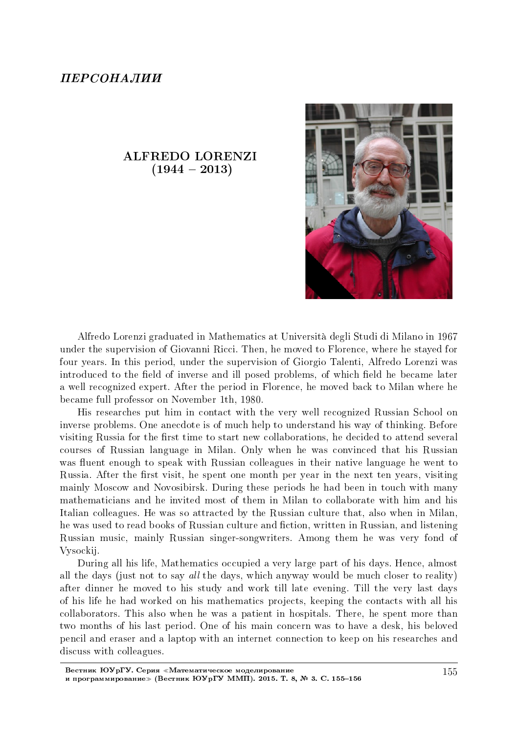*ПЕРСОНАЛИИ*

# ALFREDO LORENZI
# (1944 – 2013)

Alfredo Lorenzi graduated in Mathematics at Università degli Studi di Milano in 1967 under the supervision of Giovanni Ricci. Then, he moved to Florence, where he stayed for four years. In this period, under the supervision of Giorgio Talenti, Alfredo Lorenzi was introduced to the field of inverse and ill posed problems, of which field he became later a well recognized expert. After the period in Florence, he moved back to Milan where he became full professor on November 1th, 1980.

His researches put him in contact with the very well recognized Russian School on inverse problems. One anecdote is of much help to understand his way of thinking. Before visiting Russia for the first time to start new collaborations, he decided to attend several courses of Russian language in Milan. Only when he was convinced that his Russian was fluent enough to speak with Russian colleagues in their native language he went to Russia. After the first visit, he spent one month per year in the next ten years, visiting mainly Moscow and Novosibirsk. During these periods he had been in touch with many mathematicians and he invited most of them in Milan to collaborate with him and his Italian colleagues. He was so attracted by the Russian culture that, also when in Milan, he was used to read books of Russian culture and fiction, written in Russian, and listening Russian music, mainly Russian singer-songwriters. Among them he was very fond of Vysockij.

During all his life, Mathematics occupied a very large part of his days. Hence, almost all the days (just not to say *all* the days, which anyway would be much closer to reality) after dinner he moved to his study and work till late evening. Till the very last days of his life he had worked on his mathematics projects, keeping the contacts with all his collaborators. This also when he was a patient in hospitals. There, he spent more than two months of his last period. One of his main concern was to have a desk, his beloved pencil and eraser and a laptop with an internet connection to keep on his researches and discuss with colleagues.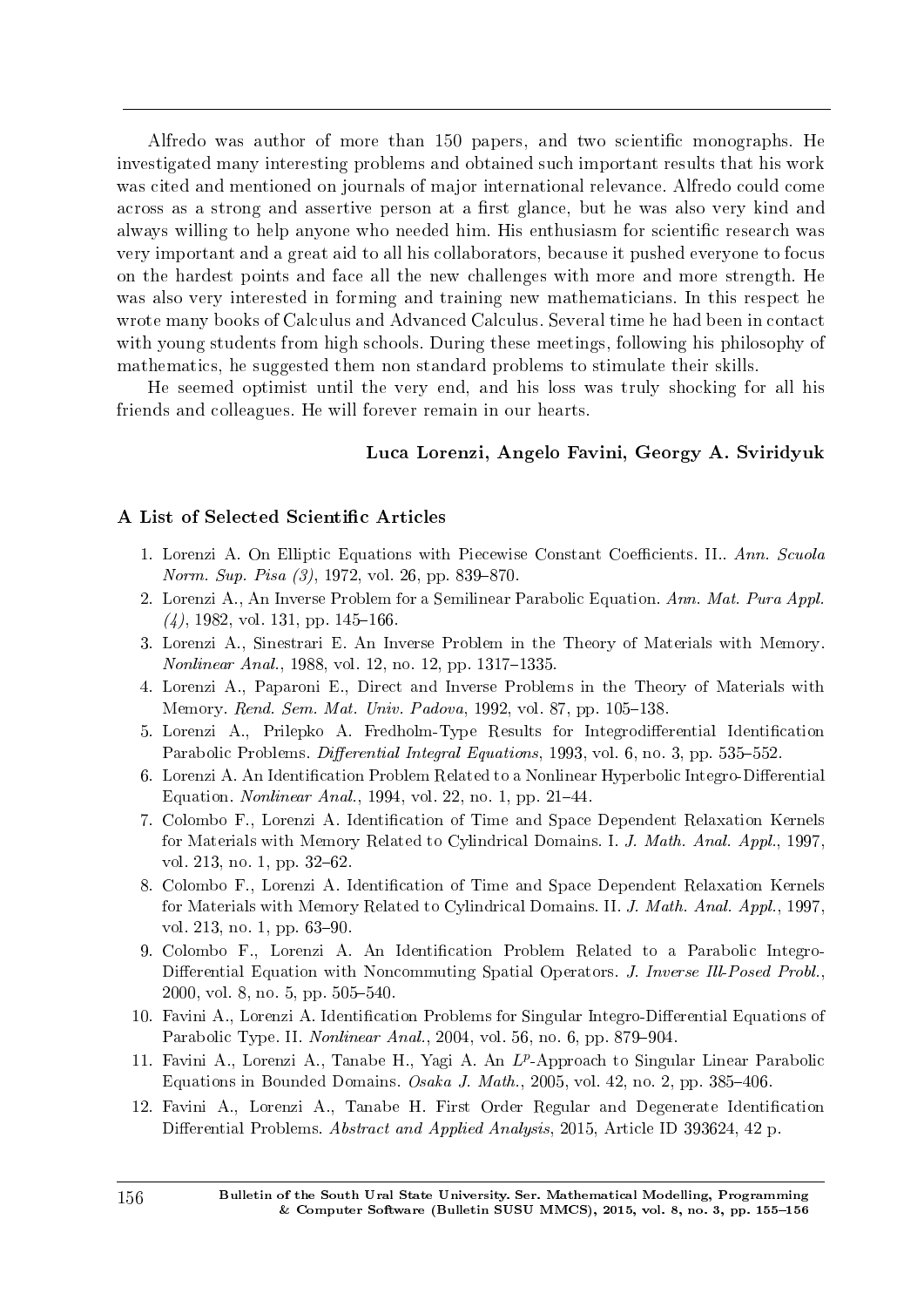Alfredo was author of more than 150 papers, and two scientific monographs. He investigated many interesting problems and obtained such important results that his work was cited and mentioned on journals of major international relevance. Alfredo could come across as a strong and assertive person at a first glance, but he was also very kind and always willing to help anyone who needed him. His enthusiasm for scientific research was very important and a great aid to all his collaborators, because it pushed everyone to focus on the hardest points and face all the new challenges with more and more strength. He was also very interested in forming and training new mathematicians. In this respect he wrote many books of Calculus and Advanced Calculus. Several time he had been in contact with young students from high schools. During these meetings, following his philosophy of mathematics, he suggested them non standard problems to stimulate their skills.

He seemed optimist until the very end, and his loss was truly shocking for all his friends and colleagues. He will forever remain in our hearts.

**Luca Lorenzi, Angelo Favini, Georgy A. Sviridyuk**

### A List of Selected Scientific Articles

1. Lorenzi A. On Elliptic Equations with Piecewise Constant Coefficients. II.. *Ann. Scuola Norm. Sup. Pisa (3)*, 1972, vol. 26, pp. 839–870.
2. Lorenzi A., An Inverse Problem for a Semilinear Parabolic Equation. *Ann. Mat. Pura Appl. (4)*, 1982, vol. 131, pp. 145–166.
3. Lorenzi A., Sinestrari E. An Inverse Problem in the Theory of Materials with Memory. *Nonlinear Anal.*, 1988, vol. 12, no. 12, pp. 1317–1335.
4. Lorenzi A., Paparoni E., Direct and Inverse Problems in the Theory of Materials with Memory. *Rend. Sem. Mat. Univ. Padova*, 1992, vol. 87, pp. 105–138.
5. Lorenzi A., Prilepko A. Fredholm-Type Results for Integrodifferential Identification Parabolic Problems. *Differential Integral Equations*, 1993, vol. 6, no. 3, pp. 535–552.
6. Lorenzi A. An Identification Problem Related to a Nonlinear Hyperbolic Integro-Differential Equation. *Nonlinear Anal.*, 1994, vol. 22, no. 1, pp. 21–44.
7. Colombo F., Lorenzi A. Identification of Time and Space Dependent Relaxation Kernels for Materials with Memory Related to Cylindrical Domains. I. *J. Math. Anal. Appl.*, 1997, vol. 213, no. 1, pp. 32–62.
8. Colombo F., Lorenzi A. Identification of Time and Space Dependent Relaxation Kernels for Materials with Memory Related to Cylindrical Domains. II. *J. Math. Anal. Appl.*, 1997, vol. 213, no. 1, pp. 63–90.
9. Colombo F., Lorenzi A. An Identification Problem Related to a Parabolic Integro-Differential Equation with Noncommuting Spatial Operators. *J. Inverse Ill-Posed Probl.*, 2000, vol. 8, no. 5, pp. 505–540.
10. Favini A., Lorenzi A. Identification Problems for Singular Integro-Differential Equations of Parabolic Type. II. *Nonlinear Anal.*, 2004, vol. 56, no. 6, pp. 879–904.
11. Favini A., Lorenzi A., Tanabe H., Yagi A. An $L^p$-Approach to Singular Linear Parabolic Equations in Bounded Domains. *Osaka J. Math.*, 2005, vol. 42, no. 2, pp. 385–406.
12. Favini A., Lorenzi A., Tanabe H. First Order Regular and Degenerate Identification Differential Problems. *Abstract and Applied Analysis*, 2015, Article ID 393624, 42 p.